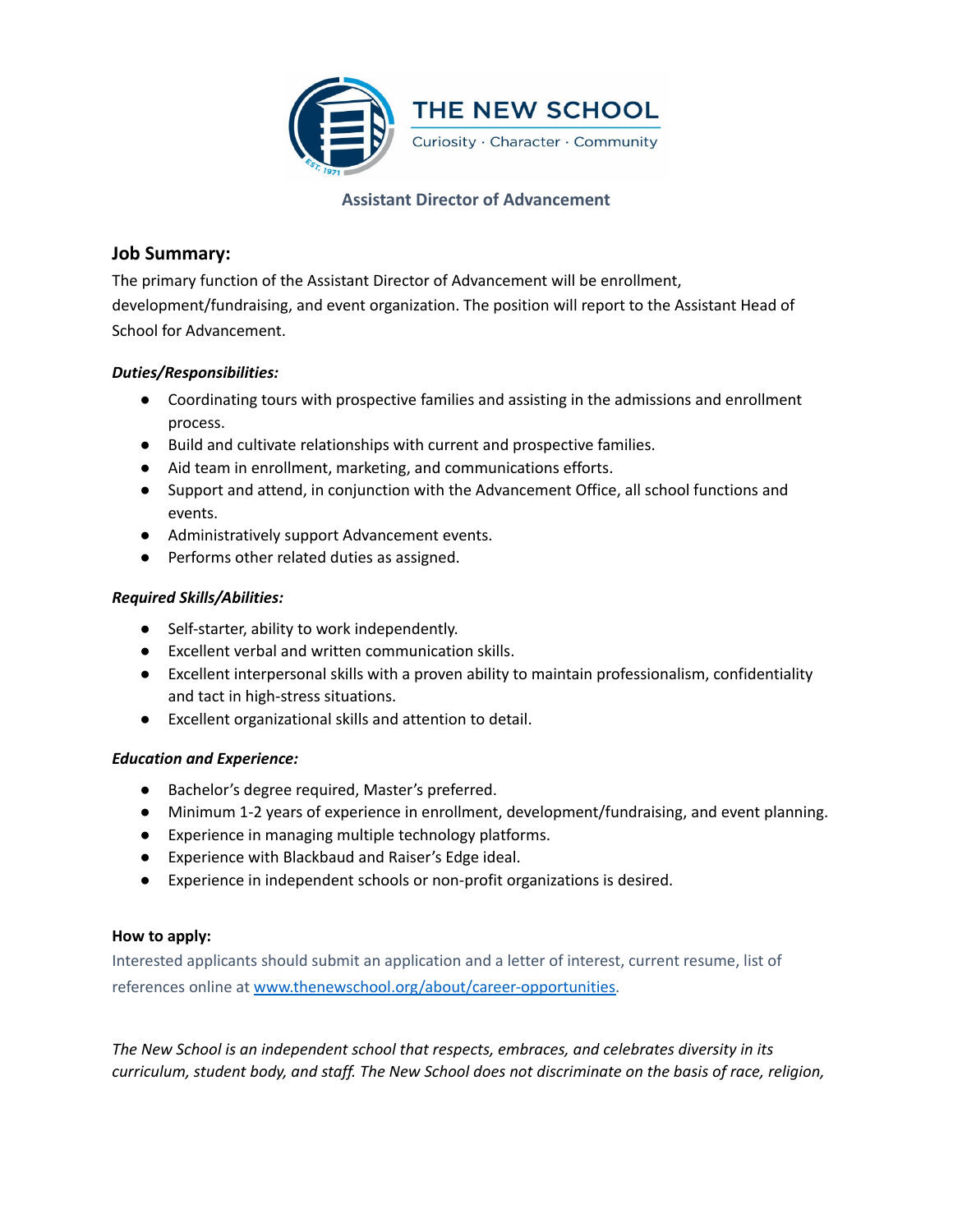THE NEW SCHOOL

Curiosity · Character · Community

EST. 1971

# Assistant Director of Advancement

## Job Summary:

The primary function of the Assistant Director of Advancement will be enrollment, development/fundraising, and event organization. The position will report to the Assistant Head of School for Advancement.

### *Duties/Responsibilities:*

- Coordinating tours with prospective families and assisting in the admissions and enrollment process.
- Build and cultivate relationships with current and prospective families.
- Aid team in enrollment, marketing, and communications efforts.
- Support and attend, in conjunction with the Advancement Office, all school functions and events.
- Administratively support Advancement events.
- Performs other related duties as assigned.

### *Required Skills/Abilities:*

- Self-starter, ability to work independently.
- Excellent verbal and written communication skills.
- Excellent interpersonal skills with a proven ability to maintain professionalism, confidentiality and tact in high-stress situations.
- Excellent organizational skills and attention to detail.

### *Education and Experience:*

- Bachelor's degree required, Master's preferred.
- Minimum 1-2 years of experience in enrollment, development/fundraising, and event planning.
- Experience in managing multiple technology platforms.
- Experience with Blackbaud and Raiser's Edge ideal.
- Experience in independent schools or non-profit organizations is desired.

**How to apply:**

Interested applicants should submit an application and a letter of interest, current resume, list of references online at [www.thenewschool.org/about/career-opportunities](www.thenewschool.org/about/career-opportunities).

*The New School is an independent school that respects, embraces, and celebrates diversity in its curriculum, student body, and staff. The New School does not discriminate on the basis of race, religion,*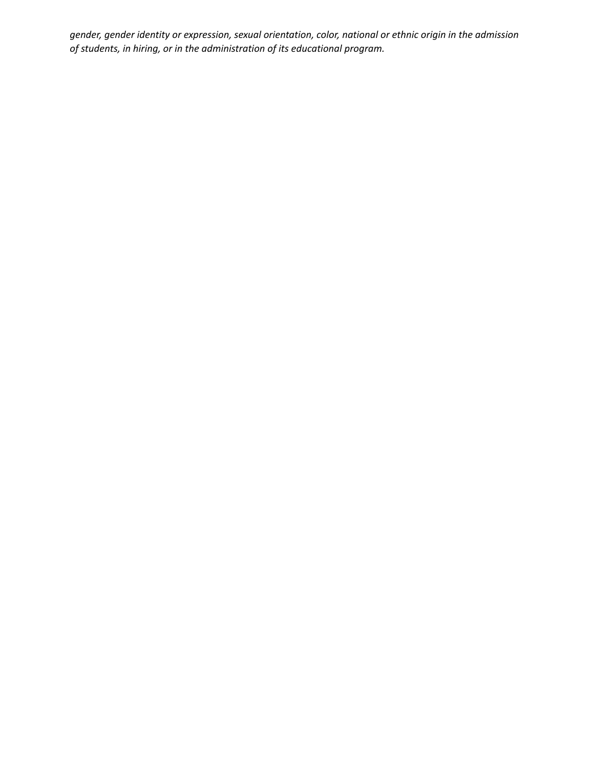*gender, gender identity or expression, sexual orientation, color, national or ethnic origin in the admission of students, in hiring, or in the administration of its educational program.*